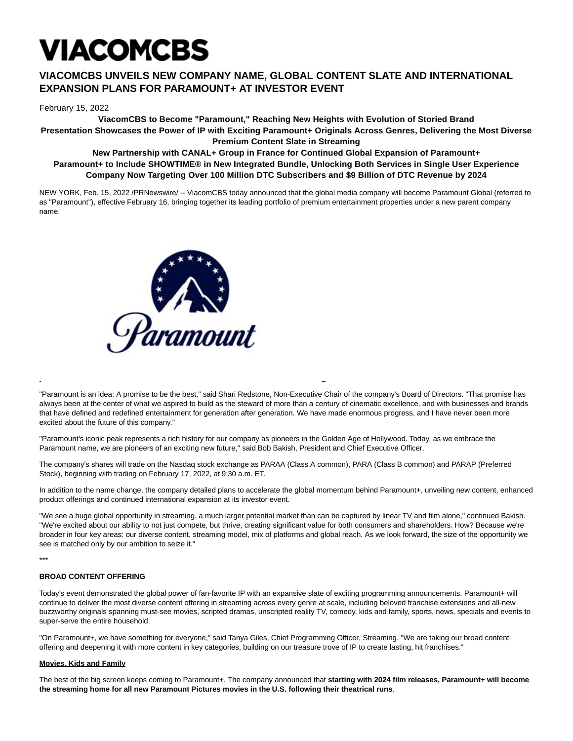# VIACOMCBS

## VIACOMCBS UNVEILS NEW COMPANY NAME, GLOBAL CONTENT SLATE AND INTERNATIONAL EXPANSION PLANS FOR PARAMOUNT+ AT INVESTOR EVENT

February 15, 2022

**ViacomCBS to Become "Paramount," Reaching New Heights with Evolution of Storied Brand**
**Presentation Showcases the Power of IP with Exciting Paramount+ Originals Across Genres, Delivering the Most Diverse Premium Content Slate in Streaming**
**New Partnership with CANAL+ Group in France for Continued Global Expansion of Paramount+**
**Paramount+ to Include SHOWTIME® in New Integrated Bundle, Unlocking Both Services in Single User Experience**
**Company Now Targeting Over 100 Million DTC Subscribers and $9 Billion of DTC Revenue by 2024**

NEW YORK, Feb. 15, 2022 /PRNewswire/ -- ViacomCBS today announced that the global media company will become Paramount Global (referred to as "Paramount"), effective February 16, bringing together its leading portfolio of premium entertainment properties under a new parent company name.

"Paramount is an idea: A promise to be the best," said Shari Redstone, Non-Executive Chair of the company's Board of Directors. "That promise has always been at the center of what we aspired to build as the steward of more than a century of cinematic excellence, and with businesses and brands that have defined and redefined entertainment for generation after generation. We have made enormous progress, and I have never been more excited about the future of this company."

"Paramount's iconic peak represents a rich history for our company as pioneers in the Golden Age of Hollywood. Today, as we embrace the Paramount name, we are pioneers of an exciting new future," said Bob Bakish, President and Chief Executive Officer.

The company's shares will trade on the Nasdaq stock exchange as PARAA (Class A common), PARA (Class B common) and PARAP (Preferred Stock), beginning with trading on February 17, 2022, at 9:30 a.m. ET.

In addition to the name change, the company detailed plans to accelerate the global momentum behind Paramount+, unveiling new content, enhanced product offerings and continued international expansion at its investor event.

"We see a huge global opportunity in streaming, a much larger potential market than can be captured by linear TV and film alone," continued Bakish. "We're excited about our ability to not just compete, but thrive, creating significant value for both consumers and shareholders. How? Because we're broader in four key areas: our diverse content, streaming model, mix of platforms and global reach. As we look forward, the size of the opportunity we see is matched only by our ambition to seize it."

***

**BROAD CONTENT OFFERING**

Today's event demonstrated the global power of fan-favorite IP with an expansive slate of exciting programming announcements. Paramount+ will continue to deliver the most diverse content offering in streaming across every genre at scale, including beloved franchise extensions and all-new buzzworthy originals spanning must-see movies, scripted dramas, unscripted reality TV, comedy, kids and family, sports, news, specials and events to super-serve the entire household.

"On Paramount+, we have something for everyone," said Tanya Giles, Chief Programming Officer, Streaming. "We are taking our broad content offering and deepening it with more content in key categories, building on our treasure trove of IP to create lasting, hit franchises."

**Movies, Kids and Family**

The best of the big screen keeps coming to Paramount+. The company announced that **starting with 2024 film releases, Paramount+ will become the streaming home for all new Paramount Pictures movies in the U.S. following their theatrical runs**.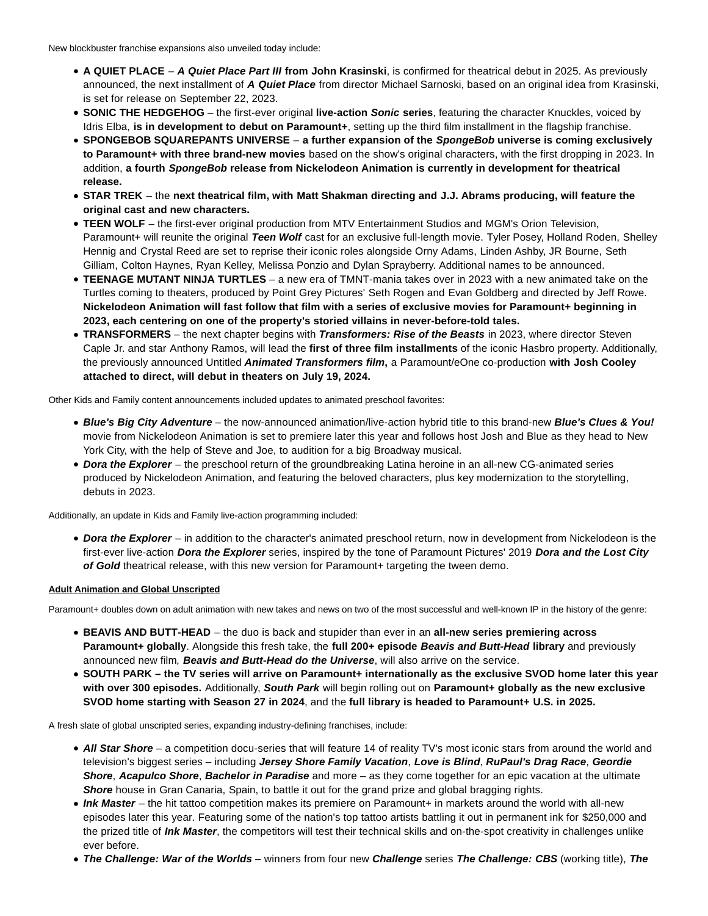New blockbuster franchise expansions also unveiled today include:

- **A QUIET PLACE** – ***A Quiet Place Part III* from John Krasinski**, is confirmed for theatrical debut in 2025. As previously announced, the next installment of ***A Quiet Place*** from director Michael Sarnoski, based on an original idea from Krasinski, is set for release on September 22, 2023.
- **SONIC THE HEDGEHOG** – the first-ever original **live-action *Sonic* series**, featuring the character Knuckles, voiced by Idris Elba, **is in development to debut on Paramount+**, setting up the third film installment in the flagship franchise.
- **SPONGEBOB SQUAREPANTS UNIVERSE** – **a further expansion of the *SpongeBob* universe is coming exclusively to Paramount+ with three brand-new movies** based on the show's original characters, with the first dropping in 2023. In addition, **a fourth *SpongeBob* release from Nickelodeon Animation is currently in development for theatrical release.**
- **STAR TREK** – the **next theatrical film, with Matt Shakman directing and J.J. Abrams producing, will feature the original cast and new characters.**
- **TEEN WOLF** – the first-ever original production from MTV Entertainment Studios and MGM's Orion Television, Paramount+ will reunite the original ***Teen Wolf*** cast for an exclusive full-length movie. Tyler Posey, Holland Roden, Shelley Hennig and Crystal Reed are set to reprise their iconic roles alongside Orny Adams, Linden Ashby, JR Bourne, Seth Gilliam, Colton Haynes, Ryan Kelley, Melissa Ponzio and Dylan Sprayberry. Additional names to be announced.
- **TEENAGE MUTANT NINJA TURTLES** – a new era of TMNT-mania takes over in 2023 with a new animated take on the Turtles coming to theaters, produced by Point Grey Pictures' Seth Rogen and Evan Goldberg and directed by Jeff Rowe. **Nickelodeon Animation will fast follow that film with a series of exclusive movies for Paramount+ beginning in 2023, each centering on one of the property's storied villains in never-before-told tales.**
- **TRANSFORMERS** – the next chapter begins with ***Transformers: Rise of the Beasts*** in 2023, where director Steven Caple Jr. and star Anthony Ramos, will lead the **first of three film installments** of the iconic Hasbro property. Additionally, the previously announced Untitled ***Animated Transformers film*,** a Paramount/eOne co-production **with Josh Cooley attached to direct, will debut in theaters on July 19, 2024.**

Other Kids and Family content announcements included updates to animated preschool favorites:

- ***Blue's Big City Adventure*** – the now-announced animation/live-action hybrid title to this brand-new ***Blue's Clues & You!*** movie from Nickelodeon Animation is set to premiere later this year and follows host Josh and Blue as they head to New York City, with the help of Steve and Joe, to audition for a big Broadway musical.
- ***Dora the Explorer*** – the preschool return of the groundbreaking Latina heroine in an all-new CG-animated series produced by Nickelodeon Animation, and featuring the beloved characters, plus key modernization to the storytelling, debuts in 2023.

Additionally, an update in Kids and Family live-action programming included:

- ***Dora the Explorer*** – in addition to the character's animated preschool return, now in development from Nickelodeon is the first-ever live-action ***Dora the Explorer*** series, inspired by the tone of Paramount Pictures' 2019 ***Dora and the Lost City of Gold*** theatrical release, with this new version for Paramount+ targeting the tween demo.

**Adult Animation and Global Unscripted**

Paramount+ doubles down on adult animation with new takes and news on two of the most successful and well-known IP in the history of the genre:

- **BEAVIS AND BUTT-HEAD** – the duo is back and stupider than ever in an **all-new series premiering across Paramount+ globally**. Alongside this fresh take, the **full 200+ episode *Beavis and Butt-Head* library** and previously announced new film*,* ***Beavis and Butt-Head do the Universe***, will also arrive on the service.
- **SOUTH PARK – the TV series will arrive on Paramount+ internationally as the exclusive SVOD home later this year with over 300 episodes.** Additionally, ***South Park*** will begin rolling out on **Paramount+ globally as the new exclusive SVOD home starting with Season 27 in 2024**, and the **full library is headed to Paramount+ U.S. in 2025.**

A fresh slate of global unscripted series, expanding industry-defining franchises, include:

- ***All Star Shore*** – a competition docu-series that will feature 14 of reality TV's most iconic stars from around the world and television's biggest series – including ***Jersey Shore Family Vacation***, ***Love is Blind***, ***RuPaul's Drag Race***, ***Geordie Shore***, ***Acapulco Shore***, ***Bachelor in Paradise*** and more – as they come together for an epic vacation at the ultimate ***Shore*** house in Gran Canaria, Spain, to battle it out for the grand prize and global bragging rights.
- ***Ink Master*** – the hit tattoo competition makes its premiere on Paramount+ in markets around the world with all-new episodes later this year. Featuring some of the nation's top tattoo artists battling it out in permanent ink for $250,000 and the prized title of ***Ink Master***, the competitors will test their technical skills and on-the-spot creativity in challenges unlike ever before.
- ***The Challenge: War of the Worlds*** – winners from four new ***Challenge*** series ***The Challenge: CBS*** (working title), ***The***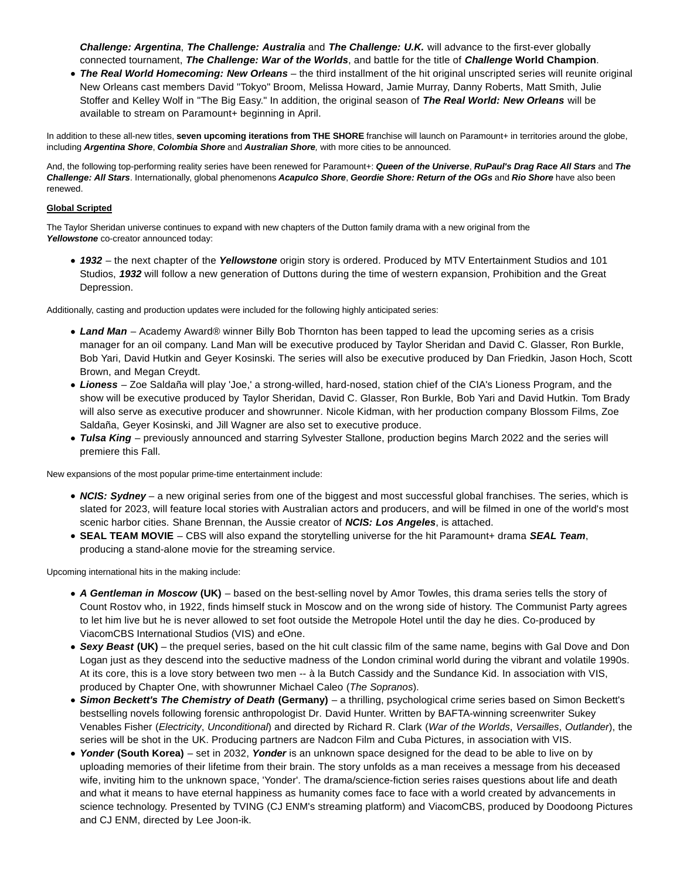- ***Challenge: Argentina***, ***The Challenge: Australia*** and ***The Challenge: U.K.*** will advance to the first-ever globally connected tournament, ***The Challenge: War of the Worlds***, and battle for the title of ***Challenge* World Champion**.
- ***The Real World Homecoming: New Orleans*** – the third installment of the hit original unscripted series will reunite original New Orleans cast members David "Tokyo" Broom, Melissa Howard, Jamie Murray, Danny Roberts, Matt Smith, Julie Stoffer and Kelley Wolf in "The Big Easy." In addition, the original season of ***The Real World: New Orleans*** will be available to stream on Paramount+ beginning in April.

In addition to these all-new titles, **seven upcoming iterations from THE SHORE** franchise will launch on Paramount+ in territories around the globe, including ***Argentina Shore***, ***Colombia Shore*** and ***Australian Shore**,* with more cities to be announced.

And, the following top-performing reality series have been renewed for Paramount+: ***Queen of the Universe***, ***RuPaul's Drag Race All Stars*** and ***The Challenge: All Stars***. Internationally, global phenomenons ***Acapulco Shore***, ***Geordie Shore: Return of the OGs*** and ***Rio Shore*** have also been renewed.

**Global Scripted**

The Taylor Sheridan universe continues to expand with new chapters of the Dutton family drama with a new original from the ***Yellowstone*** co-creator announced today:

- ***1932*** – the next chapter of the ***Yellowstone*** origin story is ordered. Produced by MTV Entertainment Studios and 101 Studios, ***1932*** will follow a new generation of Duttons during the time of western expansion, Prohibition and the Great Depression.

Additionally, casting and production updates were included for the following highly anticipated series:

- ***Land Man*** – Academy Award® winner Billy Bob Thornton has been tapped to lead the upcoming series as a crisis manager for an oil company. Land Man will be executive produced by Taylor Sheridan and David C. Glasser, Ron Burkle, Bob Yari, David Hutkin and Geyer Kosinski. The series will also be executive produced by Dan Friedkin, Jason Hoch, Scott Brown, and Megan Creydt.
- ***Lioness*** – Zoe Saldaña will play 'Joe,' a strong-willed, hard-nosed, station chief of the CIA's Lioness Program, and the show will be executive produced by Taylor Sheridan, David C. Glasser, Ron Burkle, Bob Yari and David Hutkin. Tom Brady will also serve as executive producer and showrunner. Nicole Kidman, with her production company Blossom Films, Zoe Saldaña, Geyer Kosinski, and Jill Wagner are also set to executive produce.
- ***Tulsa King*** – previously announced and starring Sylvester Stallone, production begins March 2022 and the series will premiere this Fall.

New expansions of the most popular prime-time entertainment include:

- ***NCIS: Sydney*** – a new original series from one of the biggest and most successful global franchises. The series, which is slated for 2023, will feature local stories with Australian actors and producers, and will be filmed in one of the world's most scenic harbor cities. Shane Brennan, the Aussie creator of ***NCIS: Los Angeles***, is attached.
- **SEAL TEAM MOVIE** – CBS will also expand the storytelling universe for the hit Paramount+ drama ***SEAL Team***, producing a stand-alone movie for the streaming service.

Upcoming international hits in the making include:

- ***A Gentleman in Moscow* (UK)** – based on the best-selling novel by Amor Towles, this drama series tells the story of Count Rostov who, in 1922, finds himself stuck in Moscow and on the wrong side of history. The Communist Party agrees to let him live but he is never allowed to set foot outside the Metropole Hotel until the day he dies. Co-produced by ViacomCBS International Studios (VIS) and eOne.
- ***Sexy Beast* (UK)** – the prequel series, based on the hit cult classic film of the same name, begins with Gal Dove and Don Logan just as they descend into the seductive madness of the London criminal world during the vibrant and volatile 1990s. At its core, this is a love story between two men -- à la Butch Cassidy and the Sundance Kid. In association with VIS, produced by Chapter One, with showrunner Michael Caleo (*The Sopranos*).
- ***Simon Beckett's The Chemistry of Death* (Germany)** – a thrilling, psychological crime series based on Simon Beckett's bestselling novels following forensic anthropologist Dr. David Hunter. Written by BAFTA-winning screenwriter Sukey Venables Fisher (*Electricity*, *Unconditional*) and directed by Richard R. Clark (*War of the Worlds*, *Versailles*, *Outlander*), the series will be shot in the UK. Producing partners are Nadcon Film and Cuba Pictures, in association with VIS.
- ***Yonder* (South Korea)** – set in 2032, ***Yonder*** is an unknown space designed for the dead to be able to live on by uploading memories of their lifetime from their brain. The story unfolds as a man receives a message from his deceased wife, inviting him to the unknown space, 'Yonder'. The drama/science-fiction series raises questions about life and death and what it means to have eternal happiness as humanity comes face to face with a world created by advancements in science technology. Presented by TVING (CJ ENM's streaming platform) and ViacomCBS, produced by Doodoong Pictures and CJ ENM, directed by Lee Joon-ik.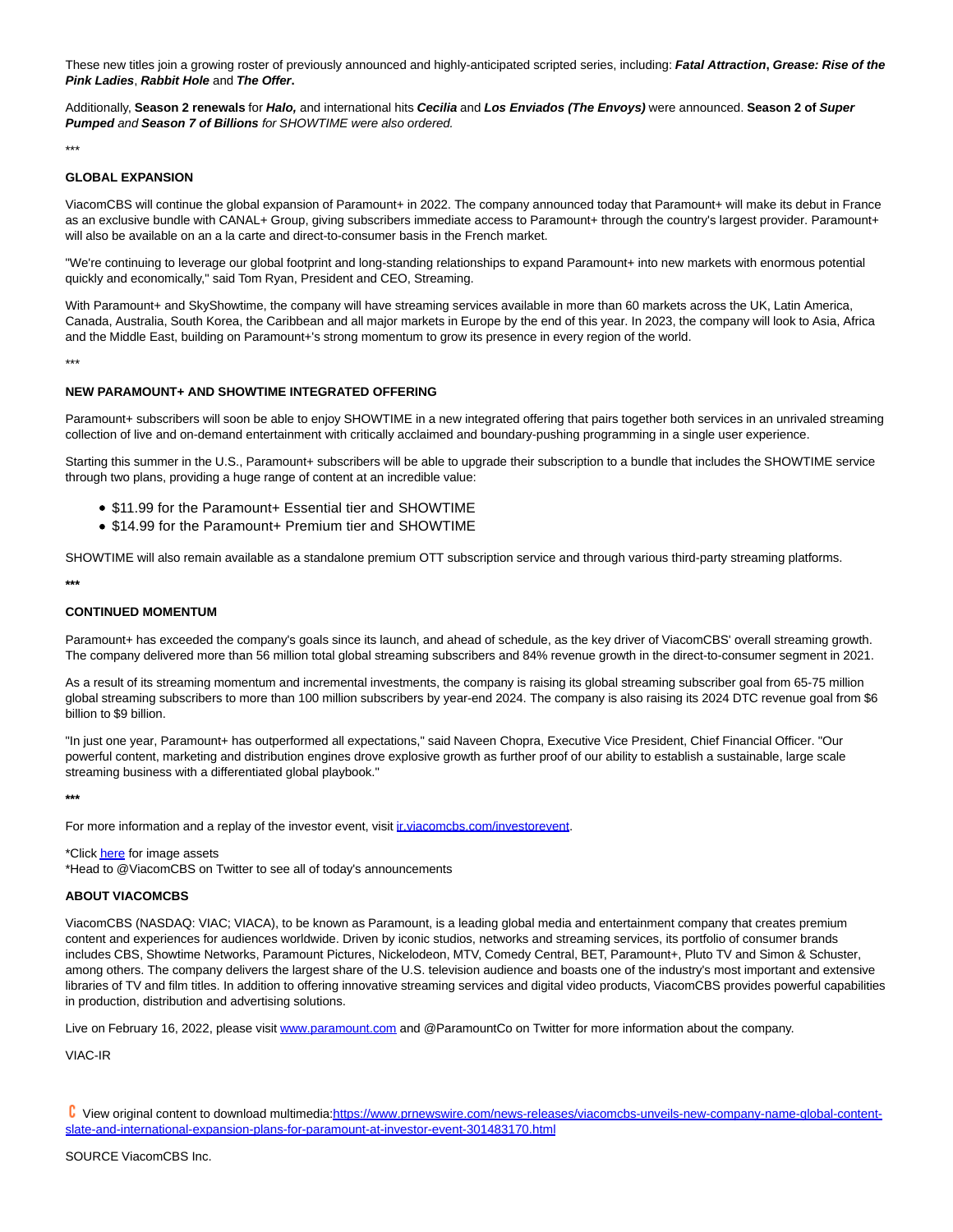These new titles join a growing roster of previously announced and highly-anticipated scripted series, including: ***Fatal Attraction*, *Grease: Rise of the Pink Ladies***, ***Rabbit Hole*** and ***The Offer*.**

Additionally, **Season 2 renewals** for ***Halo,*** and international hits ***Cecilia*** and ***Los Enviados (The Envoys)*** were announced. **Season 2 of *Super Pumped*** *and* **Season 7 of *Billions*** *for SHOWTIME were also ordered.*

***

**GLOBAL EXPANSION**

ViacomCBS will continue the global expansion of Paramount+ in 2022. The company announced today that Paramount+ will make its debut in France as an exclusive bundle with CANAL+ Group, giving subscribers immediate access to Paramount+ through the country's largest provider. Paramount+ will also be available on an a la carte and direct-to-consumer basis in the French market.

"We're continuing to leverage our global footprint and long-standing relationships to expand Paramount+ into new markets with enormous potential quickly and economically," said Tom Ryan, President and CEO, Streaming.

With Paramount+ and SkyShowtime, the company will have streaming services available in more than 60 markets across the UK, Latin America, Canada, Australia, South Korea, the Caribbean and all major markets in Europe by the end of this year. In 2023, the company will look to Asia, Africa and the Middle East, building on Paramount+'s strong momentum to grow its presence in every region of the world.

***

**NEW PARAMOUNT+ AND SHOWTIME INTEGRATED OFFERING**

Paramount+ subscribers will soon be able to enjoy SHOWTIME in a new integrated offering that pairs together both services in an unrivaled streaming collection of live and on-demand entertainment with critically acclaimed and boundary-pushing programming in a single user experience.

Starting this summer in the U.S., Paramount+ subscribers will be able to upgrade their subscription to a bundle that includes the SHOWTIME service through two plans, providing a huge range of content at an incredible value:

- $11.99 for the Paramount+ Essential tier and SHOWTIME
- $14.99 for the Paramount+ Premium tier and SHOWTIME

SHOWTIME will also remain available as a standalone premium OTT subscription service and through various third-party streaming platforms.

***

**CONTINUED MOMENTUM**

Paramount+ has exceeded the company's goals since its launch, and ahead of schedule, as the key driver of ViacomCBS' overall streaming growth. The company delivered more than 56 million total global streaming subscribers and 84% revenue growth in the direct-to-consumer segment in 2021.

As a result of its streaming momentum and incremental investments, the company is raising its global streaming subscriber goal from 65-75 million global streaming subscribers to more than 100 million subscribers by year-end 2024. The company is also raising its 2024 DTC revenue goal from $6 billion to $9 billion.

"In just one year, Paramount+ has outperformed all expectations," said Naveen Chopra, Executive Vice President, Chief Financial Officer. "Our powerful content, marketing and distribution engines drove explosive growth as further proof of our ability to establish a sustainable, large scale streaming business with a differentiated global playbook."

***

For more information and a replay of the investor event, visit [ir.viacomcbs.com/investorevent](ir.viacomcbs.com/investorevent).

*Click [here]() for image assets
*Head to @ViacomCBS on Twitter to see all of today's announcements

**ABOUT VIACOMCBS**

ViacomCBS (NASDAQ: VIAC; VIACA), to be known as Paramount, is a leading global media and entertainment company that creates premium content and experiences for audiences worldwide. Driven by iconic studios, networks and streaming services, its portfolio of consumer brands includes CBS, Showtime Networks, Paramount Pictures, Nickelodeon, MTV, Comedy Central, BET, Paramount+, Pluto TV and Simon & Schuster, among others. The company delivers the largest share of the U.S. television audience and boasts one of the industry's most important and extensive libraries of TV and film titles. In addition to offering innovative streaming services and digital video products, ViacomCBS provides powerful capabilities in production, distribution and advertising solutions.

Live on February 16, 2022, please visit [www.paramount.com](www.paramount.com) and @ParamountCo on Twitter for more information about the company.

VIAC-IR

View original content to download multimedia:[https://www.prnewswire.com/news-releases/viacomcbs-unveils-new-company-name-global-content-slate-and-international-expansion-plans-for-paramount-at-investor-event-301483170.html](https://www.prnewswire.com/news-releases/viacomcbs-unveils-new-company-name-global-content-slate-and-international-expansion-plans-for-paramount-at-investor-event-301483170.html)

SOURCE ViacomCBS Inc.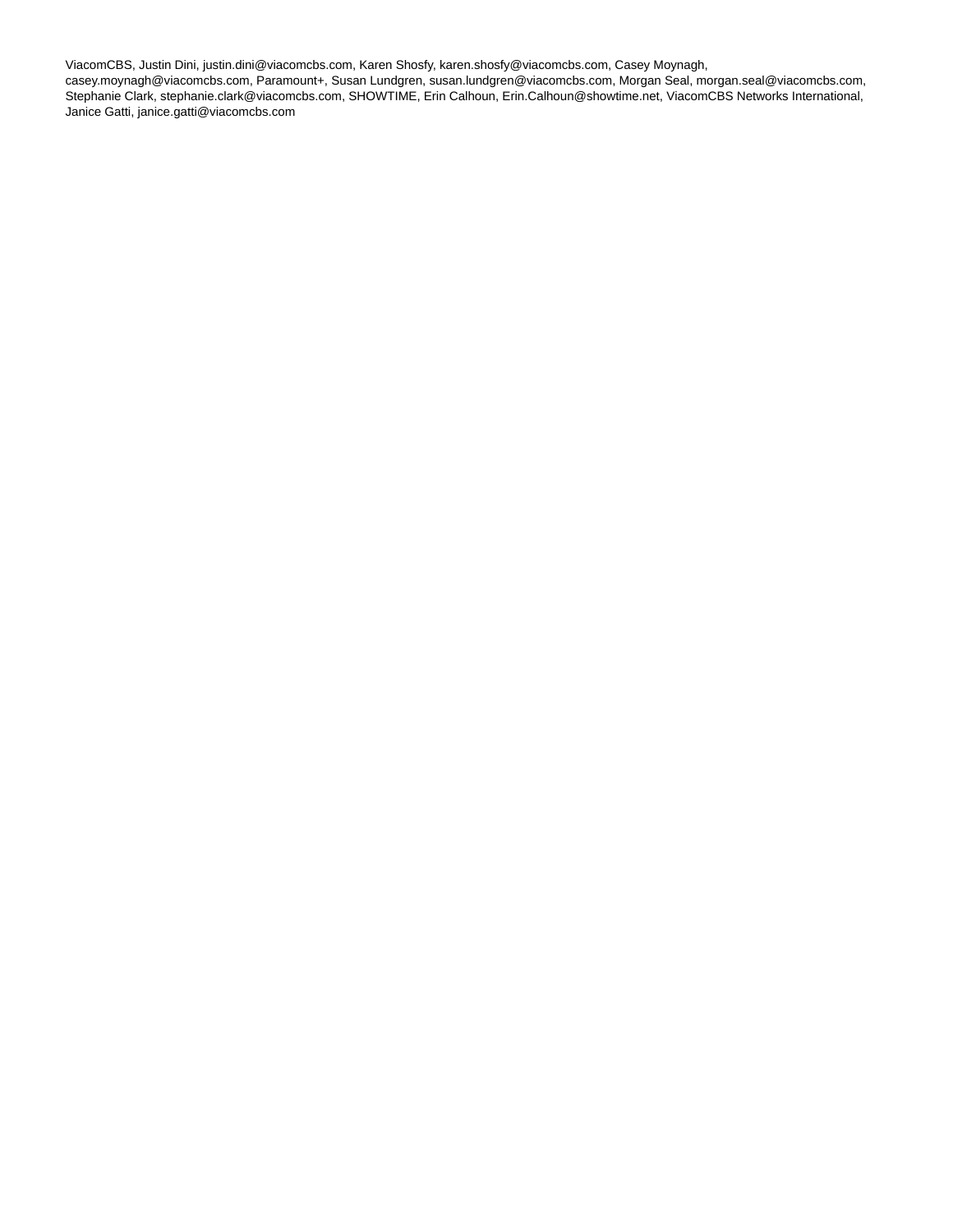ViacomCBS, Justin Dini, justin.dini@viacomcbs.com, Karen Shosfy, karen.shosfy@viacomcbs.com, Casey Moynagh, casey.moynagh@viacomcbs.com, Paramount+, Susan Lundgren, susan.lundgren@viacomcbs.com, Morgan Seal, morgan.seal@viacomcbs.com, Stephanie Clark, stephanie.clark@viacomcbs.com, SHOWTIME, Erin Calhoun, Erin.Calhoun@showtime.net, ViacomCBS Networks International, Janice Gatti, janice.gatti@viacomcbs.com